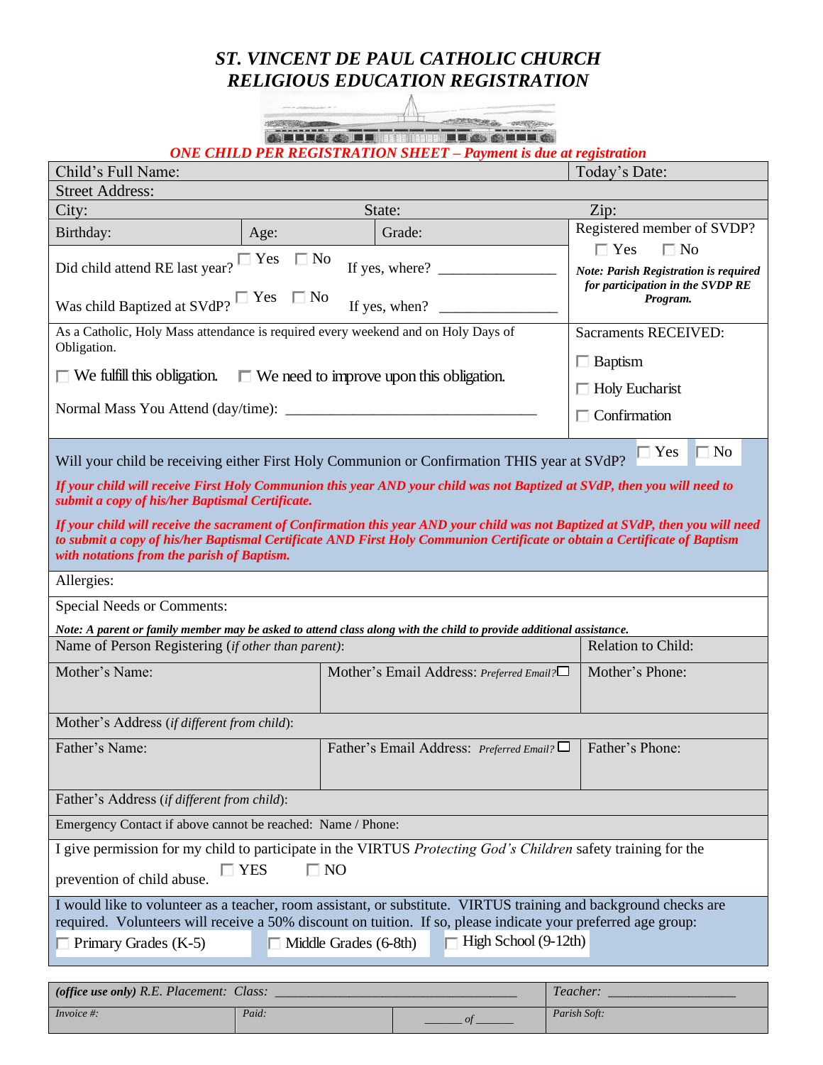# ST. VINCENT DE PAUL CATHOLIC CHURCH
# RELIGIOUS EDUCATION REGISTRATION

***ONE CHILD PER REGISTRATION SHEET – Payment is due at registration***

Child's Full Name: | Today's Date:

Street Address:

City: | State: | Zip:

Birthday: | Age: | Grade:

Registered member of SVDP? ☐ Yes ☐ No

***Note: Parish Registration is required for participation in the SVDP RE Program.***

Did child attend RE last year? ☐ Yes ☐ No If yes, where? ________________

Was child Baptized at SVdP? ☐ Yes ☐ No If yes, when? ________________

As a Catholic, Holy Mass attendance is required every weekend and on Holy Days of Obligation.

☐ We fulfill this obligation. ☐ We need to improve upon this obligation.

Normal Mass You Attend (day/time): ___________________________________

Sacraments RECEIVED:

☐ Baptism

☐ Holy Eucharist

☐ Confirmation

Will your child be receiving either First Holy Communion or Confirmation THIS year at SVdP? ☐ Yes ☐ No

***If your child will receive First Holy Communion this year AND your child was not Baptized at SVdP, then you will need to submit a copy of his/her Baptismal Certificate.***

***If your child will receive the sacrament of Confirmation this year AND your child was not Baptized at SVdP, then you will need to submit a copy of his/her Baptismal Certificate AND First Holy Communion Certificate or obtain a Certificate of Baptism with notations from the parish of Baptism.***

Allergies:

Special Needs or Comments:

***Note: A parent or family member may be asked to attend class along with the child to provide additional assistance.***

Name of Person Registering (*if other than parent*): | Relation to Child:

Mother's Name: | Mother's Email Address: *Preferred Email?* ☐ | Mother's Phone:

Mother's Address (*if different from child*):

Father's Name: | Father's Email Address: *Preferred Email?* ☐ | Father's Phone:

Father's Address (*if different from child*):

Emergency Contact if above cannot be reached: Name / Phone:

I give permission for my child to participate in the VIRTUS *Protecting God's Children* safety training for the prevention of child abuse. ☐ YES ☐ NO

I would like to volunteer as a teacher, room assistant, or substitute. VIRTUS training and background checks are required. Volunteers will receive a 50% discount on tuition. If so, please indicate your preferred age group:

☐ Primary Grades (K-5) ☐ Middle Grades (6-8th) ☐ High School (9-12th)

| ***(office use only)*** *R.E. Placement: Class:* ________________________________ | | | *Teacher:* __________________ |
|---|---|---|---|
| *Invoice #:* | *Paid:* | ______ *of* ______ | *Parish Soft:* |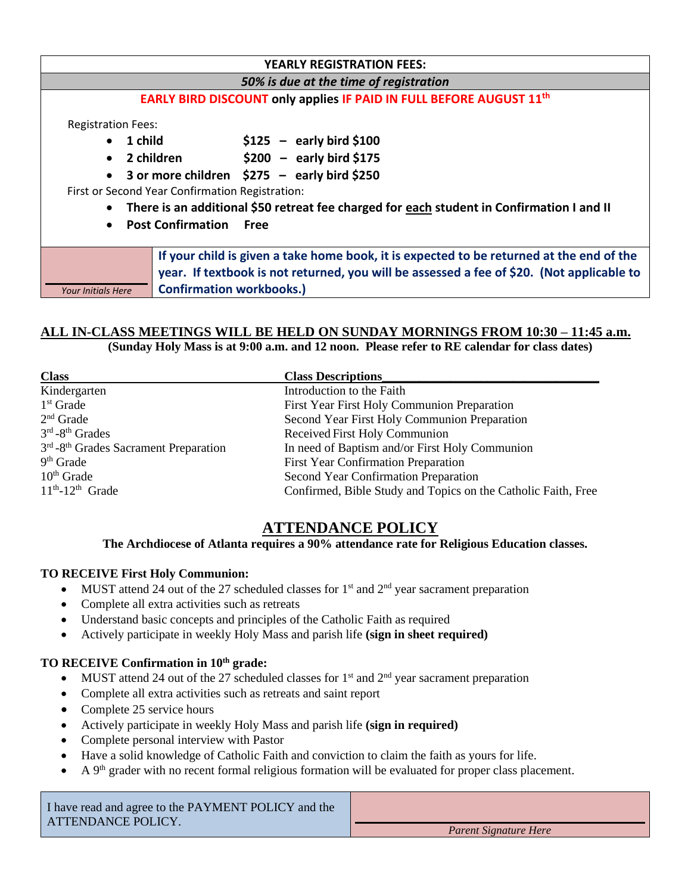## YEARLY REGISTRATION FEES:

***50% is due at the time of registration***

**EARLY BIRD DISCOUNT only applies IF PAID IN FULL BEFORE AUGUST 11th**

Registration Fees:

- **1 child $125 – early bird $100**
- **2 children $200 – early bird $175**
- **3 or more children $275 – early bird $250**

First or Second Year Confirmation Registration:

- **There is an additional $50 retreat fee charged for each student in Confirmation I and II**
- **Post Confirmation Free**

| ______ *Your Initials Here* | **If your child is given a take home book, it is expected to be returned at the end of the year. If textbook is not returned, you will be assessed a fee of $20. (Not applicable to Confirmation workbooks.)** |
|---|---|

**ALL IN-CLASS MEETINGS WILL BE HELD ON SUNDAY MORNINGS FROM 10:30 – 11:45 a.m.**

**(Sunday Holy Mass is at 9:00 a.m. and 12 noon. Please refer to RE calendar for class dates)**

| Class | Class Descriptions |
|---|---|
| Kindergarten | Introduction to the Faith |
| 1st Grade | First Year First Holy Communion Preparation |
| 2nd Grade | Second Year First Holy Communion Preparation |
| 3rd-8th Grades | Received First Holy Communion |
| 3rd-8th Grades Sacrament Preparation | In need of Baptism and/or First Holy Communion |
| 9th Grade | First Year Confirmation Preparation |
| 10th Grade | Second Year Confirmation Preparation |
| 11th-12th Grade | Confirmed, Bible Study and Topics on the Catholic Faith, Free |

## ATTENDANCE POLICY

**The Archdiocese of Atlanta requires a 90% attendance rate for Religious Education classes.**

**TO RECEIVE First Holy Communion:**

- MUST attend 24 out of the 27 scheduled classes for 1st and 2nd year sacrament preparation
- Complete all extra activities such as retreats
- Understand basic concepts and principles of the Catholic Faith as required
- Actively participate in weekly Holy Mass and parish life **(sign in sheet required)**

**TO RECEIVE Confirmation in 10th grade:**

- MUST attend 24 out of the 27 scheduled classes for 1st and 2nd year sacrament preparation
- Complete all extra activities such as retreats and saint report
- Complete 25 service hours
- Actively participate in weekly Holy Mass and parish life **(sign in required)**
- Complete personal interview with Pastor
- Have a solid knowledge of Catholic Faith and conviction to claim the faith as yours for life.
- A 9th grader with no recent formal religious formation will be evaluated for proper class placement.

| I have read and agree to the PAYMENT POLICY and the ATTENDANCE POLICY. | ______ *Parent Signature Here* |
|---|---|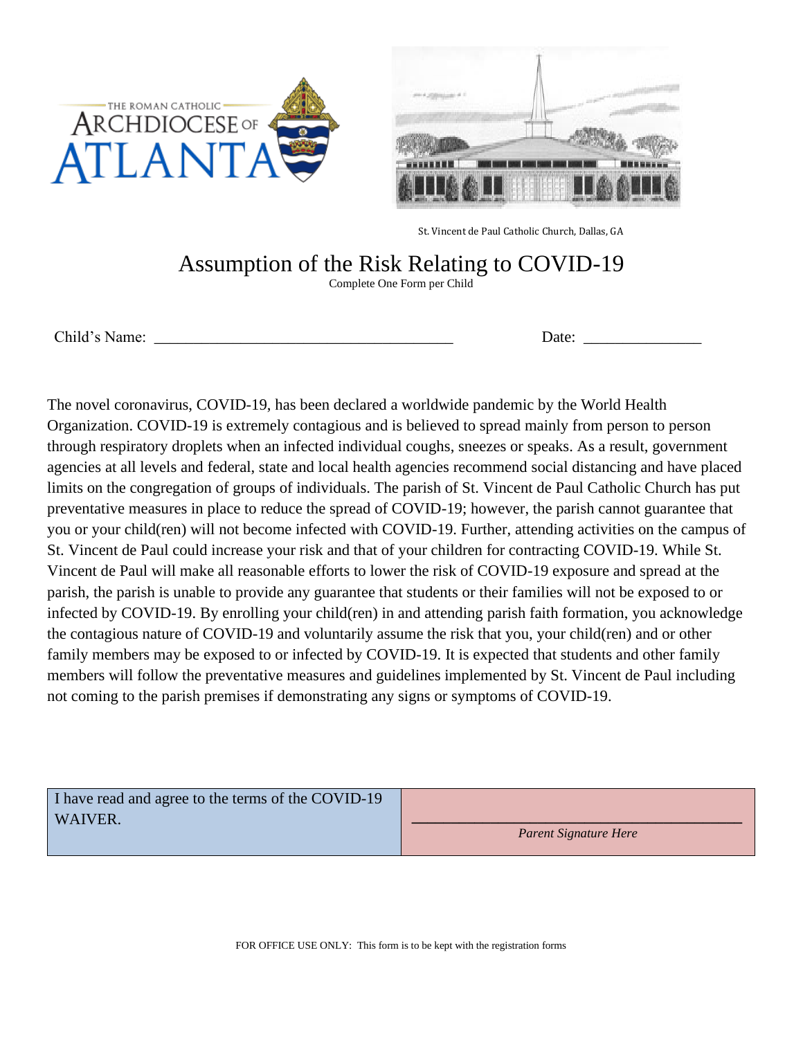THE ROMAN CATHOLIC ARCHDIOCESE OF ATLANTA

St. Vincent de Paul Catholic Church, Dallas, GA

# Assumption of the Risk Relating to COVID-19

Complete One Form per Child

Child's Name: ______________________________________ Date: _______________

The novel coronavirus, COVID-19, has been declared a worldwide pandemic by the World Health Organization. COVID-19 is extremely contagious and is believed to spread mainly from person to person through respiratory droplets when an infected individual coughs, sneezes or speaks. As a result, government agencies at all levels and federal, state and local health agencies recommend social distancing and have placed limits on the congregation of groups of individuals. The parish of St. Vincent de Paul Catholic Church has put preventative measures in place to reduce the spread of COVID-19; however, the parish cannot guarantee that you or your child(ren) will not become infected with COVID-19. Further, attending activities on the campus of St. Vincent de Paul could increase your risk and that of your children for contracting COVID-19. While St. Vincent de Paul will make all reasonable efforts to lower the risk of COVID-19 exposure and spread at the parish, the parish is unable to provide any guarantee that students or their families will not be exposed to or infected by COVID-19. By enrolling your child(ren) in and attending parish faith formation, you acknowledge the contagious nature of COVID-19 and voluntarily assume the risk that you, your child(ren) and or other family members may be exposed to or infected by COVID-19. It is expected that students and other family members will follow the preventative measures and guidelines implemented by St. Vincent de Paul including not coming to the parish premises if demonstrating any signs or symptoms of COVID-19.

| | |
|---|---|
| I have read and agree to the terms of the COVID-19 WAIVER. | ______________________________________ *Parent Signature Here* |

FOR OFFICE USE ONLY: This form is to be kept with the registration forms